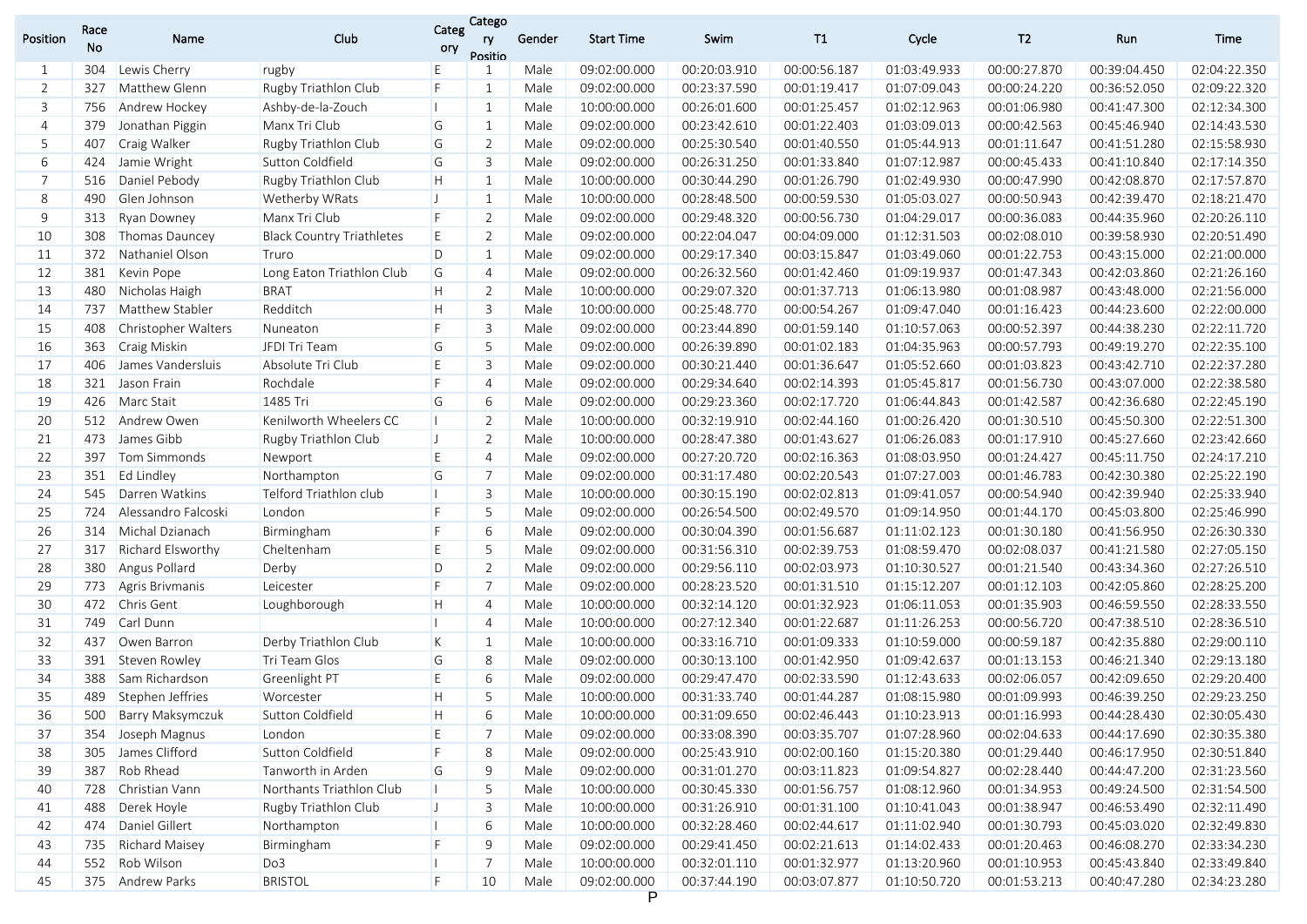| Position | Race No | Name | Club | Category | Category Position | Gender | Start Time | Swim | T1 | Cycle | T2 | Run | Time |
|---|---|---|---|---|---|---|---|---|---|---|---|---|---|
| 1 | 304 | Lewis Cherry | rugby | E | 1 | Male | 09:02:00.000 | 00:20:03.910 | 00:00:56.187 | 01:03:49.933 | 00:00:27.870 | 00:39:04.450 | 02:04:22.350 |
| 2 | 327 | Matthew Glenn | Rugby Triathlon Club | F | 1 | Male | 09:02:00.000 | 00:23:37.590 | 00:01:19.417 | 01:07:09.043 | 00:00:24.220 | 00:36:52.050 | 02:09:22.320 |
| 3 | 756 | Andrew Hockey | Ashby-de-la-Zouch | I | 1 | Male | 10:00:00.000 | 00:26:01.600 | 00:01:25.457 | 01:02:12.963 | 00:01:06.980 | 00:41:47.300 | 02:12:34.300 |
| 4 | 379 | Jonathan Piggin | Manx Tri Club | G | 1 | Male | 09:02:00.000 | 00:23:42.610 | 00:01:22.403 | 01:03:09.013 | 00:00:42.563 | 00:45:46.940 | 02:14:43.530 |
| 5 | 407 | Craig Walker | Rugby Triathlon Club | G | 2 | Male | 09:02:00.000 | 00:25:30.540 | 00:01:40.550 | 01:05:44.913 | 00:01:11.647 | 00:41:51.280 | 02:15:58.930 |
| 6 | 424 | Jamie Wright | Sutton Coldfield | G | 3 | Male | 09:02:00.000 | 00:26:31.250 | 00:01:33.840 | 01:07:12.987 | 00:00:45.433 | 00:41:10.840 | 02:17:14.350 |
| 7 | 516 | Daniel Pebody | Rugby Triathlon Club | H | 1 | Male | 10:00:00.000 | 00:30:44.290 | 00:01:26.790 | 01:02:49.930 | 00:00:47.990 | 00:42:08.870 | 02:17:57.870 |
| 8 | 490 | Glen Johnson | Wetherby WRats | J | 1 | Male | 10:00:00.000 | 00:28:48.500 | 00:00:59.530 | 01:05:03.027 | 00:00:50.943 | 00:42:39.470 | 02:18:21.470 |
| 9 | 313 | Ryan Downey | Manx Tri Club | F | 2 | Male | 09:02:00.000 | 00:29:48.320 | 00:00:56.730 | 01:04:29.017 | 00:00:36.083 | 00:44:35.960 | 02:20:26.110 |
| 10 | 308 | Thomas Dauncey | Black Country Triathletes | E | 2 | Male | 09:02:00.000 | 00:22:04.047 | 00:04:09.000 | 01:12:31.503 | 00:02:08.010 | 00:39:58.930 | 02:20:51.490 |
| 11 | 372 | Nathaniel Olson | Truro | D | 1 | Male | 09:02:00.000 | 00:29:17.340 | 00:03:15.847 | 01:03:49.060 | 00:01:22.753 | 00:43:15.000 | 02:21:00.000 |
| 12 | 381 | Kevin Pope | Long Eaton Triathlon Club | G | 4 | Male | 09:02:00.000 | 00:26:32.560 | 00:01:42.460 | 01:09:19.937 | 00:01:47.343 | 00:42:03.860 | 02:21:26.160 |
| 13 | 480 | Nicholas Haigh | BRAT | H | 2 | Male | 10:00:00.000 | 00:29:07.320 | 00:01:37.713 | 01:06:13.980 | 00:01:08.987 | 00:43:48.000 | 02:21:56.000 |
| 14 | 737 | Matthew Stabler | Redditch | H | 3 | Male | 10:00:00.000 | 00:25:48.770 | 00:00:54.267 | 01:09:47.040 | 00:01:16.423 | 00:44:23.600 | 02:22:00.000 |
| 15 | 408 | Christopher Walters | Nuneaton | F | 3 | Male | 09:02:00.000 | 00:23:44.890 | 00:01:59.140 | 01:10:57.063 | 00:00:52.397 | 00:44:38.230 | 02:22:11.720 |
| 16 | 363 | Craig Miskin | JFDI Tri Team | G | 5 | Male | 09:02:00.000 | 00:26:39.890 | 00:01:02.183 | 01:04:35.963 | 00:00:57.793 | 00:49:19.270 | 02:22:35.100 |
| 17 | 406 | James Vandersluis | Absolute Tri Club | E | 3 | Male | 09:02:00.000 | 00:30:21.440 | 00:01:36.647 | 01:05:52.660 | 00:01:03.823 | 00:43:42.710 | 02:22:37.280 |
| 18 | 321 | Jason Frain | Rochdale | F | 4 | Male | 09:02:00.000 | 00:29:34.640 | 00:02:14.393 | 01:05:45.817 | 00:01:56.730 | 00:43:07.000 | 02:22:38.580 |
| 19 | 426 | Marc Stait | 1485 Tri | G | 6 | Male | 09:02:00.000 | 00:29:23.360 | 00:02:17.720 | 01:06:44.843 | 00:01:42.587 | 00:42:36.680 | 02:22:45.190 |
| 20 | 512 | Andrew Owen | Kenilworth Wheelers CC | I | 2 | Male | 10:00:00.000 | 00:32:19.910 | 00:02:44.160 | 01:00:26.420 | 00:01:30.510 | 00:45:50.300 | 02:22:51.300 |
| 21 | 473 | James Gibb | Rugby Triathlon Club | J | 2 | Male | 10:00:00.000 | 00:28:47.380 | 00:01:43.627 | 01:06:26.083 | 00:01:17.910 | 00:45:27.660 | 02:23:42.660 |
| 22 | 397 | Tom Simmonds | Newport | E | 4 | Male | 09:02:00.000 | 00:27:20.720 | 00:02:16.363 | 01:08:03.950 | 00:01:24.427 | 00:45:11.750 | 02:24:17.210 |
| 23 | 351 | Ed Lindley | Northampton | G | 7 | Male | 09:02:00.000 | 00:31:17.480 | 00:02:20.543 | 01:07:27.003 | 00:01:46.783 | 00:42:30.380 | 02:25:22.190 |
| 24 | 545 | Darren Watkins | Telford Triathlon club | I | 3 | Male | 10:00:00.000 | 00:30:15.190 | 00:02:02.813 | 01:09:41.057 | 00:00:54.940 | 00:42:39.940 | 02:25:33.940 |
| 25 | 724 | Alessandro Falcoski | London | F | 5 | Male | 09:02:00.000 | 00:26:54.500 | 00:02:49.570 | 01:09:14.950 | 00:01:44.170 | 00:45:03.800 | 02:25:46.990 |
| 26 | 314 | Michal Dzianach | Birmingham | F | 6 | Male | 09:02:00.000 | 00:30:04.390 | 00:01:56.687 | 01:11:02.123 | 00:01:30.180 | 00:41:56.950 | 02:26:30.330 |
| 27 | 317 | Richard Elsworthy | Cheltenham | E | 5 | Male | 09:02:00.000 | 00:31:56.310 | 00:02:39.753 | 01:08:59.470 | 00:02:08.037 | 00:41:21.580 | 02:27:05.150 |
| 28 | 380 | Angus Pollard | Derby | D | 2 | Male | 09:02:00.000 | 00:29:56.110 | 00:02:03.973 | 01:10:30.527 | 00:01:21.540 | 00:43:34.360 | 02:27:26.510 |
| 29 | 773 | Agris Brivmanis | Leicester | F | 7 | Male | 09:02:00.000 | 00:28:23.520 | 00:01:31.510 | 01:15:12.207 | 00:01:12.103 | 00:42:05.860 | 02:28:25.200 |
| 30 | 472 | Chris Gent | Loughborough | H | 4 | Male | 10:00:00.000 | 00:32:14.120 | 00:01:32.923 | 01:06:11.053 | 00:01:35.903 | 00:46:59.550 | 02:28:33.550 |
| 31 | 749 | Carl Dunn | | I | 4 | Male | 10:00:00.000 | 00:27:12.340 | 00:01:22.687 | 01:11:26.253 | 00:00:56.720 | 00:47:38.510 | 02:28:36.510 |
| 32 | 437 | Owen Barron | Derby Triathlon Club | K | 1 | Male | 10:00:00.000 | 00:33:16.710 | 00:01:09.333 | 01:10:59.000 | 00:00:59.187 | 00:42:35.880 | 02:29:00.110 |
| 33 | 391 | Steven Rowley | Tri Team Glos | G | 8 | Male | 09:02:00.000 | 00:30:13.100 | 00:01:42.950 | 01:09:42.637 | 00:01:13.153 | 00:46:21.340 | 02:29:13.180 |
| 34 | 388 | Sam Richardson | Greenlight PT | E | 6 | Male | 09:02:00.000 | 00:29:47.470 | 00:02:33.590 | 01:12:43.633 | 00:02:06.057 | 00:42:09.650 | 02:29:20.400 |
| 35 | 489 | Stephen Jeffries | Worcester | H | 5 | Male | 10:00:00.000 | 00:31:33.740 | 00:01:44.287 | 01:08:15.980 | 00:01:09.993 | 00:46:39.250 | 02:29:23.250 |
| 36 | 500 | Barry Maksymczuk | Sutton Coldfield | H | 6 | Male | 10:00:00.000 | 00:31:09.650 | 00:02:46.443 | 01:10:23.913 | 00:01:16.993 | 00:44:28.430 | 02:30:05.430 |
| 37 | 354 | Joseph Magnus | London | E | 7 | Male | 09:02:00.000 | 00:33:08.390 | 00:03:35.707 | 01:07:28.960 | 00:02:04.633 | 00:44:17.690 | 02:30:35.380 |
| 38 | 305 | James Clifford | Sutton Coldfield | F | 8 | Male | 09:02:00.000 | 00:25:43.910 | 00:02:00.160 | 01:15:20.380 | 00:01:29.440 | 00:46:17.950 | 02:30:51.840 |
| 39 | 387 | Rob Rhead | Tanworth in Arden | G | 9 | Male | 09:02:00.000 | 00:31:01.270 | 00:03:11.823 | 01:09:54.827 | 00:02:28.440 | 00:44:47.200 | 02:31:23.560 |
| 40 | 728 | Christian Vann | Northants Triathlon Club | I | 5 | Male | 10:00:00.000 | 00:30:45.330 | 00:01:56.757 | 01:08:12.960 | 00:01:34.953 | 00:49:24.500 | 02:31:54.500 |
| 41 | 488 | Derek Hoyle | Rugby Triathlon Club | J | 3 | Male | 10:00:00.000 | 00:31:26.910 | 00:01:31.100 | 01:10:41.043 | 00:01:38.947 | 00:46:53.490 | 02:32:11.490 |
| 42 | 474 | Daniel Gillert | Northampton | I | 6 | Male | 10:00:00.000 | 00:32:28.460 | 00:02:44.617 | 01:11:02.940 | 00:01:30.793 | 00:45:03.020 | 02:32:49.830 |
| 43 | 735 | Richard Maisey | Birmingham | F | 9 | Male | 09:02:00.000 | 00:29:41.450 | 00:02:21.613 | 01:14:02.433 | 00:01:20.463 | 00:46:08.270 | 02:33:34.230 |
| 44 | 552 | Rob Wilson | Do3 | I | 7 | Male | 10:00:00.000 | 00:32:01.110 | 00:01:32.977 | 01:13:20.960 | 00:01:10.953 | 00:45:43.840 | 02:33:49.840 |
| 45 | 375 | Andrew Parks | BRISTOL | F | 10 | Male | 09:02:00.000 | 00:37:44.190 | 00:03:07.877 | 01:10:50.720 | 00:01:53.213 | 00:40:47.280 | 02:34:23.280 |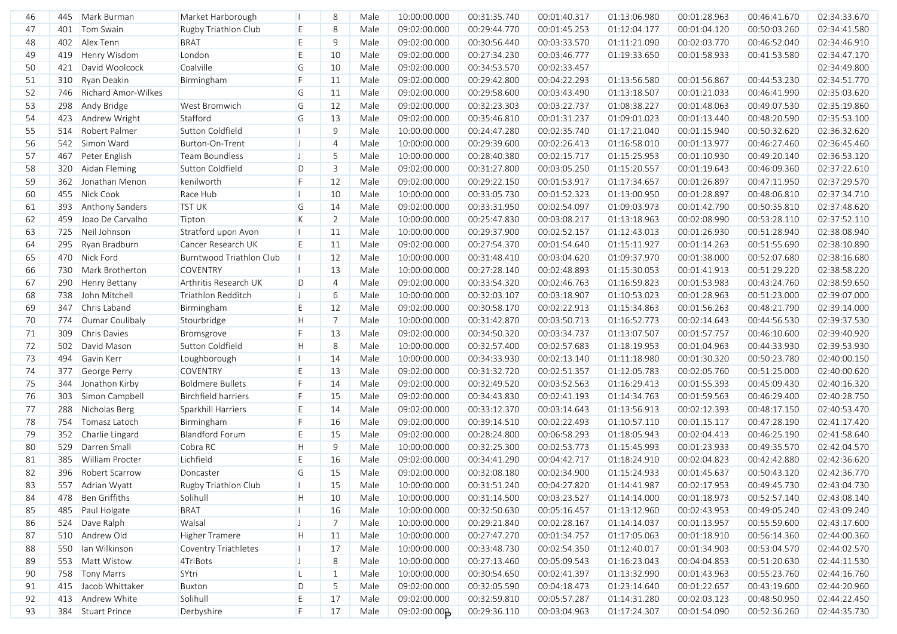| 46 | 445 | Mark Burman | Market Harborough | I | 8 | Male | 10:00:00.000 | 00:31:35.740 | 00:01:40.317 | 01:13:06.980 | 00:01:28.963 | 00:46:41.670 | 02:34:33.670 |
|---|---|---|---|---|---|---|---|---|---|---|---|---|---|
| 47 | 401 | Tom Swain | Rugby Triathlon Club | E | 8 | Male | 09:02:00.000 | 00:29:44.770 | 00:01:45.253 | 01:12:04.177 | 00:01:04.120 | 00:50:03.260 | 02:34:41.580 |
| 48 | 402 | Alex Tenn | BRAT | E | 9 | Male | 09:02:00.000 | 00:30:56.440 | 00:03:33.570 | 01:11:21.090 | 00:02:03.770 | 00:46:52.040 | 02:34:46.910 |
| 49 | 419 | Henry Wisdom | London | E | 10 | Male | 09:02:00.000 | 00:27:34.230 | 00:03:46.777 | 01:19:33.650 | 00:01:58.933 | 00:41:53.580 | 02:34:47.170 |
| 50 | 421 | David Woolcock | Coalville | G | 10 | Male | 09:02:00.000 | 00:34:53.570 | 00:02:33.457 | | | | 02:34:49.800 |
| 51 | 310 | Ryan Deakin | Birmingham | F | 11 | Male | 09:02:00.000 | 00:29:42.800 | 00:04:22.293 | 01:13:56.580 | 00:01:56.867 | 00:44:53.230 | 02:34:51.770 |
| 52 | 746 | Richard Amor-Wilkes | | G | 11 | Male | 09:02:00.000 | 00:29:58.600 | 00:03:43.490 | 01:13:18.507 | 00:01:21.033 | 00:46:41.990 | 02:35:03.620 |
| 53 | 298 | Andy Bridge | West Bromwich | G | 12 | Male | 09:02:00.000 | 00:32:23.303 | 00:03:22.737 | 01:08:38.227 | 00:01:48.063 | 00:49:07.530 | 02:35:19.860 |
| 54 | 423 | Andrew Wright | Stafford | G | 13 | Male | 09:02:00.000 | 00:35:46.810 | 00:01:31.237 | 01:09:01.023 | 00:01:13.440 | 00:48:20.590 | 02:35:53.100 |
| 55 | 514 | Robert Palmer | Sutton Coldfield | I | 9 | Male | 10:00:00.000 | 00:24:47.280 | 00:02:35.740 | 01:17:21.040 | 00:01:15.940 | 00:50:32.620 | 02:36:32.620 |
| 56 | 542 | Simon Ward | Burton-On-Trent | J | 4 | Male | 10:00:00.000 | 00:29:39.600 | 00:02:26.413 | 01:16:58.010 | 00:01:13.977 | 00:46:27.460 | 02:36:45.460 |
| 57 | 467 | Peter English | Team Boundless | J | 5 | Male | 10:00:00.000 | 00:28:40.380 | 00:02:15.717 | 01:15:25.953 | 00:01:10.930 | 00:49:20.140 | 02:36:53.120 |
| 58 | 320 | Aidan Fleming | Sutton Coldfield | D | 3 | Male | 09:02:00.000 | 00:31:27.800 | 00:03:05.250 | 01:15:20.557 | 00:01:19.643 | 00:46:09.360 | 02:37:22.610 |
| 59 | 362 | Jonathan Menon | kenilworth | F | 12 | Male | 09:02:00.000 | 00:29:22.150 | 00:01:53.917 | 01:17:34.657 | 00:01:26.897 | 00:47:11.950 | 02:37:29.570 |
| 60 | 455 | Nick Cook | Race Hub | I | 10 | Male | 10:00:00.000 | 00:33:05.730 | 00:01:52.323 | 01:13:00.950 | 00:01:28.897 | 00:48:06.810 | 02:37:34.710 |
| 61 | 393 | Anthony Sanders | TST UK | G | 14 | Male | 09:02:00.000 | 00:33:31.950 | 00:02:54.097 | 01:09:03.973 | 00:01:42.790 | 00:50:35.810 | 02:37:48.620 |
| 62 | 459 | Joao De Carvalho | Tipton | K | 2 | Male | 10:00:00.000 | 00:25:47.830 | 00:03:08.217 | 01:13:18.963 | 00:02:08.990 | 00:53:28.110 | 02:37:52.110 |
| 63 | 725 | Neil Johnson | Stratford upon Avon | I | 11 | Male | 10:00:00.000 | 00:29:37.900 | 00:02:52.157 | 01:12:43.013 | 00:01:26.930 | 00:51:28.940 | 02:38:08.940 |
| 64 | 295 | Ryan Bradburn | Cancer Research UK | E | 11 | Male | 09:02:00.000 | 00:27:54.370 | 00:01:54.640 | 01:15:11.927 | 00:01:14.263 | 00:51:55.690 | 02:38:10.890 |
| 65 | 470 | Nick Ford | Burntwood Triathlon Club | I | 12 | Male | 10:00:00.000 | 00:31:48.410 | 00:03:04.620 | 01:09:37.970 | 00:01:38.000 | 00:52:07.680 | 02:38:16.680 |
| 66 | 730 | Mark Brotherton | COVENTRY | I | 13 | Male | 10:00:00.000 | 00:27:28.140 | 00:02:48.893 | 01:15:30.053 | 00:01:41.913 | 00:51:29.220 | 02:38:58.220 |
| 67 | 290 | Henry Bettany | Arthritis Research UK | D | 4 | Male | 09:02:00.000 | 00:33:54.320 | 00:02:46.763 | 01:16:59.823 | 00:01:53.983 | 00:43:24.760 | 02:38:59.650 |
| 68 | 738 | John Mitchell | Triathlon Redditch | J | 6 | Male | 10:00:00.000 | 00:32:03.107 | 00:03:18.907 | 01:10:53.023 | 00:01:28.963 | 00:51:23.000 | 02:39:07.000 |
| 69 | 347 | Chris Laband | Birmingham | E | 12 | Male | 09:02:00.000 | 00:30:58.170 | 00:02:22.913 | 01:15:34.863 | 00:01:56.263 | 00:48:21.790 | 02:39:14.000 |
| 70 | 774 | Oumar Coulibaly | Stourbridge | H | 7 | Male | 10:00:00.000 | 00:31:42.870 | 00:03:50.713 | 01:16:52.773 | 00:02:14.643 | 00:44:56.530 | 02:39:37.530 |
| 71 | 309 | Chris Davies | Bromsgrove | F | 13 | Male | 09:02:00.000 | 00:34:50.320 | 00:03:34.737 | 01:13:07.507 | 00:01:57.757 | 00:46:10.600 | 02:39:40.920 |
| 72 | 502 | David Mason | Sutton Coldfield | H | 8 | Male | 10:00:00.000 | 00:32:57.400 | 00:02:57.683 | 01:18:19.953 | 00:01:04.963 | 00:44:33.930 | 02:39:53.930 |
| 73 | 494 | Gavin Kerr | Loughborough | I | 14 | Male | 10:00:00.000 | 00:34:33.930 | 00:02:13.140 | 01:11:18.980 | 00:01:30.320 | 00:50:23.780 | 02:40:00.150 |
| 74 | 377 | George Perry | COVENTRY | E | 13 | Male | 09:02:00.000 | 00:31:32.720 | 00:02:51.357 | 01:12:05.783 | 00:02:05.760 | 00:51:25.000 | 02:40:00.620 |
| 75 | 344 | Jonathon Kirby | Boldmere Bullets | F | 14 | Male | 09:02:00.000 | 00:32:49.520 | 00:03:52.563 | 01:16:29.413 | 00:01:55.393 | 00:45:09.430 | 02:40:16.320 |
| 76 | 303 | Simon Campbell | Birchfield harriers | F | 15 | Male | 09:02:00.000 | 00:34:43.830 | 00:02:41.193 | 01:14:34.763 | 00:01:59.563 | 00:46:29.400 | 02:40:28.750 |
| 77 | 288 | Nicholas Berg | Sparkhill Harriers | E | 14 | Male | 09:02:00.000 | 00:33:12.370 | 00:03:14.643 | 01:13:56.913 | 00:02:12.393 | 00:48:17.150 | 02:40:53.470 |
| 78 | 754 | Tomasz Latoch | Birmingham | F | 16 | Male | 09:02:00.000 | 00:39:14.510 | 00:02:22.493 | 01:10:57.110 | 00:01:15.117 | 00:47:28.190 | 02:41:17.420 |
| 79 | 352 | Charlie Lingard | Blandford Forum | E | 15 | Male | 09:02:00.000 | 00:28:24.800 | 00:06:58.293 | 01:18:05.943 | 00:02:04.413 | 00:46:25.190 | 02:41:58.640 |
| 80 | 529 | Darren Small | Cobra RC | H | 9 | Male | 10:00:00.000 | 00:32:25.300 | 00:02:53.773 | 01:15:45.993 | 00:01:23.933 | 00:49:35.570 | 02:42:04.570 |
| 81 | 385 | William Procter | Lichfield | E | 16 | Male | 09:02:00.000 | 00:34:41.290 | 00:04:42.717 | 01:18:24.910 | 00:02:04.823 | 00:42:42.880 | 02:42:36.620 |
| 82 | 396 | Robert Scarrow | Doncaster | G | 15 | Male | 09:02:00.000 | 00:32:08.180 | 00:02:34.900 | 01:15:24.933 | 00:01:45.637 | 00:50:43.120 | 02:42:36.770 |
| 83 | 557 | Adrian Wyatt | Rugby Triathlon Club | I | 15 | Male | 10:00:00.000 | 00:31:51.240 | 00:04:27.820 | 01:14:41.987 | 00:02:17.953 | 00:49:45.730 | 02:43:04.730 |
| 84 | 478 | Ben Griffiths | Solihull | H | 10 | Male | 10:00:00.000 | 00:31:14.500 | 00:03:23.527 | 01:14:14.000 | 00:01:18.973 | 00:52:57.140 | 02:43:08.140 |
| 85 | 485 | Paul Holgate | BRAT | I | 16 | Male | 10:00:00.000 | 00:32:50.630 | 00:05:16.457 | 01:13:12.960 | 00:02:43.953 | 00:49:05.240 | 02:43:09.240 |
| 86 | 524 | Dave Ralph | Walsal | J | 7 | Male | 10:00:00.000 | 00:29:21.840 | 00:02:28.167 | 01:14:14.037 | 00:01:13.957 | 00:55:59.600 | 02:43:17.600 |
| 87 | 510 | Andrew Old | Higher Tramere | H | 11 | Male | 10:00:00.000 | 00:27:47.270 | 00:01:34.757 | 01:17:05.063 | 00:01:18.910 | 00:56:14.360 | 02:44:00.360 |
| 88 | 550 | Ian Wilkinson | Coventry Triathletes | I | 17 | Male | 10:00:00.000 | 00:33:48.730 | 00:02:54.350 | 01:12:40.017 | 00:01:34.903 | 00:53:04.570 | 02:44:02.570 |
| 89 | 553 | Matt Wistow | 4TriBots | J | 8 | Male | 10:00:00.000 | 00:27:13.460 | 00:05:09.543 | 01:16:23.043 | 00:04:04.853 | 00:51:20.630 | 02:44:11.530 |
| 90 | 758 | Tony Marrs | SYtri | L | 1 | Male | 10:00:00.000 | 00:30:54.650 | 00:02:41.397 | 01:13:32.990 | 00:01:43.963 | 00:55:23.760 | 02:44:16.760 |
| 91 | 415 | Jacob Whittaker | Buxton | D | 5 | Male | 09:02:00.000 | 00:32:05.590 | 00:04:18.473 | 01:23:14.640 | 00:01:22.657 | 00:43:19.600 | 02:44:20.960 |
| 92 | 413 | Andrew White | Solihull | E | 17 | Male | 09:02:00.000 | 00:32:59.810 | 00:05:57.287 | 01:14:31.280 | 00:02:03.123 | 00:48:50.950 | 02:44:22.450 |
| 93 | 384 | Stuart Prince | Derbyshire | F | 17 | Male | 09:02:00.000 | 00:29:36.110 | 00:03:04.963 | 01:17:24.307 | 00:01:54.090 | 00:52:36.260 | 02:44:35.730 |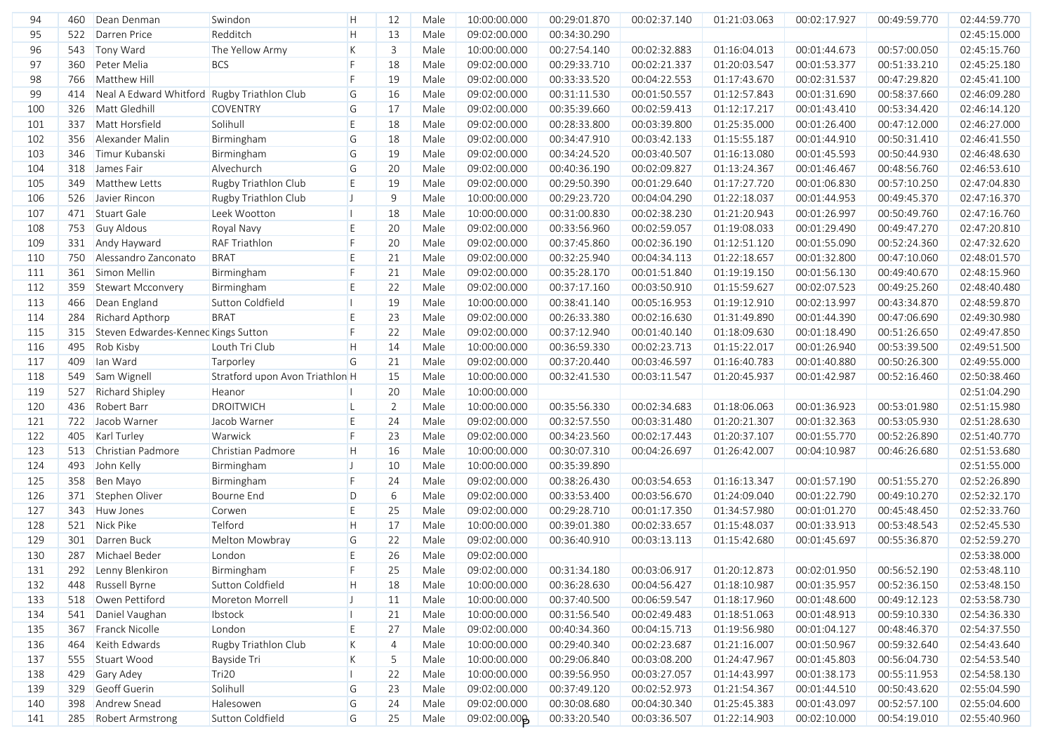| 94 | 460 | Dean Denman | Swindon | H | 12 | Male | 10:00:00.000 | 00:29:01.870 | 00:02:37.140 | 01:21:03.063 | 00:02:17.927 | 00:49:59.770 | 02:44:59.770 |
|---|---|---|---|---|---|---|---|---|---|---|---|---|---|
| 95 | 522 | Darren Price | Redditch | H | 13 | Male | 09:02:00.000 | 00:34:30.290 | | | | | 02:45:15.000 |
| 96 | 543 | Tony Ward | The Yellow Army | K | 3 | Male | 10:00:00.000 | 00:27:54.140 | 00:02:32.883 | 01:16:04.013 | 00:01:44.673 | 00:57:00.050 | 02:45:15.760 |
| 97 | 360 | Peter Melia | BCS | F | 18 | Male | 09:02:00.000 | 00:29:33.710 | 00:02:21.337 | 01:20:03.547 | 00:01:53.377 | 00:51:33.210 | 02:45:25.180 |
| 98 | 766 | Matthew Hill | | F | 19 | Male | 09:02:00.000 | 00:33:33.520 | 00:04:22.553 | 01:17:43.670 | 00:02:31.537 | 00:47:29.820 | 02:45:41.100 |
| 99 | 414 | Neal A Edward Whitford | Rugby Triathlon Club | G | 16 | Male | 09:02:00.000 | 00:31:11.530 | 00:01:50.557 | 01:12:57.843 | 00:01:31.690 | 00:58:37.660 | 02:46:09.280 |
| 100 | 326 | Matt Gledhill | COVENTRY | G | 17 | Male | 09:02:00.000 | 00:35:39.660 | 00:02:59.413 | 01:12:17.217 | 00:01:43.410 | 00:53:34.420 | 02:46:14.120 |
| 101 | 337 | Matt Horsfield | Solihull | E | 18 | Male | 09:02:00.000 | 00:28:33.800 | 00:03:39.800 | 01:25:35.000 | 00:01:26.400 | 00:47:12.000 | 02:46:27.000 |
| 102 | 356 | Alexander Malin | Birmingham | G | 18 | Male | 09:02:00.000 | 00:34:47.910 | 00:03:42.133 | 01:15:55.187 | 00:01:44.910 | 00:50:31.410 | 02:46:41.550 |
| 103 | 346 | Timur Kubanski | Birmingham | G | 19 | Male | 09:02:00.000 | 00:34:24.520 | 00:03:40.507 | 01:16:13.080 | 00:01:45.593 | 00:50:44.930 | 02:46:48.630 |
| 104 | 318 | James Fair | Alvechurch | G | 20 | Male | 09:02:00.000 | 00:40:36.190 | 00:02:09.827 | 01:13:24.367 | 00:01:46.467 | 00:48:56.760 | 02:46:53.610 |
| 105 | 349 | Matthew Letts | Rugby Triathlon Club | E | 19 | Male | 09:02:00.000 | 00:29:50.390 | 00:01:29.640 | 01:17:27.720 | 00:01:06.830 | 00:57:10.250 | 02:47:04.830 |
| 106 | 526 | Javier Rincon | Rugby Triathlon Club | J | 9 | Male | 10:00:00.000 | 00:29:23.720 | 00:04:04.290 | 01:22:18.037 | 00:01:44.953 | 00:49:45.370 | 02:47:16.370 |
| 107 | 471 | Stuart Gale | Leek Wootton | I | 18 | Male | 10:00:00.000 | 00:31:00.830 | 00:02:38.230 | 01:21:20.943 | 00:01:26.997 | 00:50:49.760 | 02:47:16.760 |
| 108 | 753 | Guy Aldous | Royal Navy | E | 20 | Male | 09:02:00.000 | 00:33:56.960 | 00:02:59.057 | 01:19:08.033 | 00:01:29.490 | 00:49:47.270 | 02:47:20.810 |
| 109 | 331 | Andy Hayward | RAF Triathlon | F | 20 | Male | 09:02:00.000 | 00:37:45.860 | 00:02:36.190 | 01:12:51.120 | 00:01:55.090 | 00:52:24.360 | 02:47:32.620 |
| 110 | 750 | Alessandro Zanconato | BRAT | E | 21 | Male | 09:02:00.000 | 00:32:25.940 | 00:04:34.113 | 01:22:18.657 | 00:01:32.800 | 00:47:10.060 | 02:48:01.570 |
| 111 | 361 | Simon Mellin | Birmingham | F | 21 | Male | 09:02:00.000 | 00:35:28.170 | 00:01:51.840 | 01:19:19.150 | 00:01:56.130 | 00:49:40.670 | 02:48:15.960 |
| 112 | 359 | Stewart Mcconvery | Birmingham | E | 22 | Male | 09:02:00.000 | 00:37:17.160 | 00:03:50.910 | 01:15:59.627 | 00:02:07.523 | 00:49:25.260 | 02:48:40.480 |
| 113 | 466 | Dean England | Sutton Coldfield | I | 19 | Male | 10:00:00.000 | 00:38:41.140 | 00:05:16.953 | 01:19:12.910 | 00:02:13.997 | 00:43:34.870 | 02:48:59.870 |
| 114 | 284 | Richard Apthorp | BRAT | E | 23 | Male | 09:02:00.000 | 00:26:33.380 | 00:02:16.630 | 01:31:49.890 | 00:01:44.390 | 00:47:06.690 | 02:49:30.980 |
| 115 | 315 | Steven Edwardes-Kennec | Kings Sutton | F | 22 | Male | 09:02:00.000 | 00:37:12.940 | 00:01:40.140 | 01:18:09.630 | 00:01:18.490 | 00:51:26.650 | 02:49:47.850 |
| 116 | 495 | Rob Kisby | Louth Tri Club | H | 14 | Male | 10:00:00.000 | 00:36:59.330 | 00:02:23.713 | 01:15:22.017 | 00:01:26.940 | 00:53:39.500 | 02:49:51.500 |
| 117 | 409 | Ian Ward | Tarporley | G | 21 | Male | 09:02:00.000 | 00:37:20.440 | 00:03:46.597 | 01:16:40.783 | 00:01:40.880 | 00:50:26.300 | 02:49:55.000 |
| 118 | 549 | Sam Wignell | Stratford upon Avon Triathlon | H | 15 | Male | 10:00:00.000 | 00:32:41.530 | 00:03:11.547 | 01:20:45.937 | 00:01:42.987 | 00:52:16.460 | 02:50:38.460 |
| 119 | 527 | Richard Shipley | Heanor | I | 20 | Male | 10:00:00.000 | | | | | | 02:51:04.290 |
| 120 | 436 | Robert Barr | DROITWICH | L | 2 | Male | 10:00:00.000 | 00:35:56.330 | 00:02:34.683 | 01:18:06.063 | 00:01:36.923 | 00:53:01.980 | 02:51:15.980 |
| 121 | 722 | Jacob Warner | Jacob Warner | E | 24 | Male | 09:02:00.000 | 00:32:57.550 | 00:03:31.480 | 01:20:21.307 | 00:01:32.363 | 00:53:05.930 | 02:51:28.630 |
| 122 | 405 | Karl Turley | Warwick | F | 23 | Male | 09:02:00.000 | 00:34:23.560 | 00:02:17.443 | 01:20:37.107 | 00:01:55.770 | 00:52:26.890 | 02:51:40.770 |
| 123 | 513 | Christian Padmore | Christian Padmore | H | 16 | Male | 10:00:00.000 | 00:30:07.310 | 00:04:26.697 | 01:26:42.007 | 00:04:10.987 | 00:46:26.680 | 02:51:53.680 |
| 124 | 493 | John Kelly | Birmingham | J | 10 | Male | 10:00:00.000 | 00:35:39.890 | | | | | 02:51:55.000 |
| 125 | 358 | Ben Mayo | Birmingham | F | 24 | Male | 09:02:00.000 | 00:38:26.430 | 00:03:54.653 | 01:16:13.347 | 00:01:57.190 | 00:51:55.270 | 02:52:26.890 |
| 126 | 371 | Stephen Oliver | Bourne End | D | 6 | Male | 09:02:00.000 | 00:33:53.400 | 00:03:56.670 | 01:24:09.040 | 00:01:22.790 | 00:49:10.270 | 02:52:32.170 |
| 127 | 343 | Huw Jones | Corwen | E | 25 | Male | 09:02:00.000 | 00:29:28.710 | 00:01:17.350 | 01:34:57.980 | 00:01:01.270 | 00:45:48.450 | 02:52:33.760 |
| 128 | 521 | Nick Pike | Telford | H | 17 | Male | 10:00:00.000 | 00:39:01.380 | 00:02:33.657 | 01:15:48.037 | 00:01:33.913 | 00:53:48.543 | 02:52:45.530 |
| 129 | 301 | Darren Buck | Melton Mowbray | G | 22 | Male | 09:02:00.000 | 00:36:40.910 | 00:03:13.113 | 01:15:42.680 | 00:01:45.697 | 00:55:36.870 | 02:52:59.270 |
| 130 | 287 | Michael Beder | London | E | 26 | Male | 09:02:00.000 | | | | | | 02:53:38.000 |
| 131 | 292 | Lenny Blenkiron | Birmingham | F | 25 | Male | 09:02:00.000 | 00:31:34.180 | 00:03:06.917 | 01:20:12.873 | 00:02:01.950 | 00:56:52.190 | 02:53:48.110 |
| 132 | 448 | Russell Byrne | Sutton Coldfield | H | 18 | Male | 10:00:00.000 | 00:36:28.630 | 00:04:56.427 | 01:18:10.987 | 00:01:35.957 | 00:52:36.150 | 02:53:48.150 |
| 133 | 518 | Owen Pettiford | Moreton Morrell | J | 11 | Male | 10:00:00.000 | 00:37:40.500 | 00:06:59.547 | 01:18:17.960 | 00:01:48.600 | 00:49:12.123 | 02:53:58.730 |
| 134 | 541 | Daniel Vaughan | Ibstock | I | 21 | Male | 10:00:00.000 | 00:31:56.540 | 00:02:49.483 | 01:18:51.063 | 00:01:48.913 | 00:59:10.330 | 02:54:36.330 |
| 135 | 367 | Franck Nicolle | London | E | 27 | Male | 09:02:00.000 | 00:40:34.360 | 00:04:15.713 | 01:19:56.980 | 00:01:04.127 | 00:48:46.370 | 02:54:37.550 |
| 136 | 464 | Keith Edwards | Rugby Triathlon Club | K | 4 | Male | 10:00:00.000 | 00:29:40.340 | 00:02:23.687 | 01:21:16.007 | 00:01:50.967 | 00:59:32.640 | 02:54:43.640 |
| 137 | 555 | Stuart Wood | Bayside Tri | K | 5 | Male | 10:00:00.000 | 00:29:06.840 | 00:03:08.200 | 01:24:47.967 | 00:01:45.803 | 00:56:04.730 | 02:54:53.540 |
| 138 | 429 | Gary Adey | Tri20 | I | 22 | Male | 10:00:00.000 | 00:39:56.950 | 00:03:27.057 | 01:14:43.997 | 00:01:38.173 | 00:55:11.953 | 02:54:58.130 |
| 139 | 329 | Geoff Guerin | Solihull | G | 23 | Male | 09:02:00.000 | 00:37:49.120 | 00:02:52.973 | 01:21:54.367 | 00:01:44.510 | 00:50:43.620 | 02:55:04.590 |
| 140 | 398 | Andrew Snead | Halesowen | G | 24 | Male | 09:02:00.000 | 00:30:08.680 | 00:04:30.340 | 01:25:45.383 | 00:01:43.097 | 00:52:57.100 | 02:55:04.600 |
| 141 | 285 | Robert Armstrong | Sutton Coldfield | G | 25 | Male | 09:02:00.000 | 00:33:20.540 | 00:03:36.507 | 01:22:14.903 | 00:02:10.000 | 00:54:19.010 | 02:55:40.960 |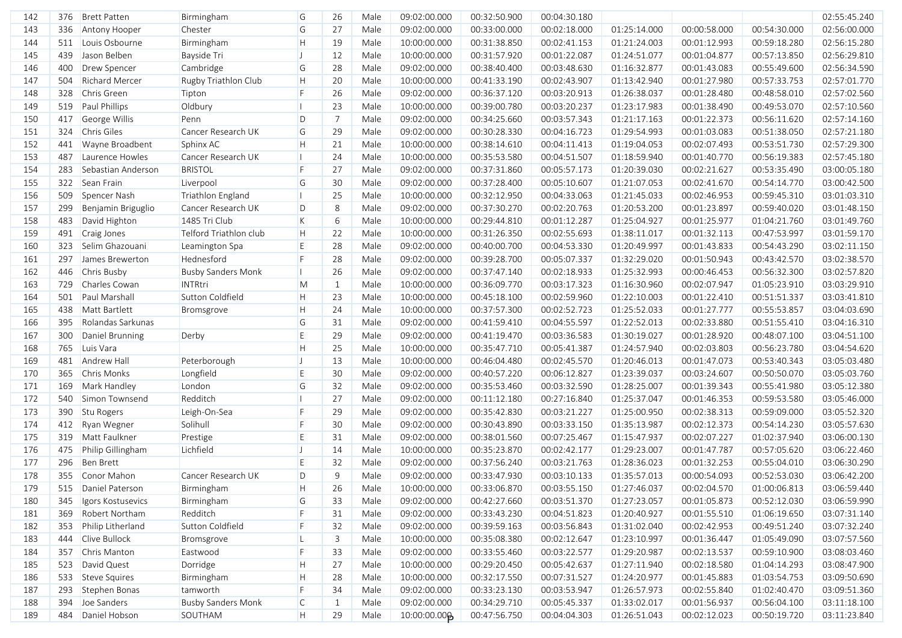| | | | | | | | | | | | | | | |
|---|---|---|---|---|---|---|---|---|---|---|---|---|---|---|
| 142 | 376 | Brett Patten | Birmingham | G | 26 | Male | 09:02:00.000 | 00:32:50.900 | 00:04:30.180 | | | | 02:55:45.240 |
| 143 | 336 | Antony Hooper | Chester | G | 27 | Male | 09:02:00.000 | 00:33:00.000 | 00:02:18.000 | 01:25:14.000 | 00:00:58.000 | 00:54:30.000 | 02:56:00.000 |
| 144 | 511 | Louis Osbourne | Birmingham | H | 19 | Male | 10:00:00.000 | 00:31:38.850 | 00:02:41.153 | 01:21:24.003 | 00:01:12.993 | 00:59:18.280 | 02:56:15.280 |
| 145 | 439 | Jason Belben | Bayside Tri | J | 12 | Male | 10:00:00.000 | 00:31:57.920 | 00:01:22.087 | 01:24:51.077 | 00:01:04.877 | 00:57:13.850 | 02:56:29.810 |
| 146 | 400 | Drew Spencer | Cambridge | G | 28 | Male | 09:02:00.000 | 00:38:40.400 | 00:03:48.630 | 01:16:32.877 | 00:01:43.083 | 00:55:49.600 | 02:56:34.590 |
| 147 | 504 | Richard Mercer | Rugby Triathlon Club | H | 20 | Male | 10:00:00.000 | 00:41:33.190 | 00:02:43.907 | 01:13:42.940 | 00:01:27.980 | 00:57:33.753 | 02:57:01.770 |
| 148 | 328 | Chris Green | Tipton | F | 26 | Male | 09:02:00.000 | 00:36:37.120 | 00:03:20.913 | 01:26:38.037 | 00:01:28.480 | 00:48:58.010 | 02:57:02.560 |
| 149 | 519 | Paul Phillips | Oldbury | I | 23 | Male | 10:00:00.000 | 00:39:00.780 | 00:03:20.237 | 01:23:17.983 | 00:01:38.490 | 00:49:53.070 | 02:57:10.560 |
| 150 | 417 | George Willis | Penn | D | 7 | Male | 09:02:00.000 | 00:34:25.660 | 00:03:57.343 | 01:21:17.163 | 00:01:22.373 | 00:56:11.620 | 02:57:14.160 |
| 151 | 324 | Chris Giles | Cancer Research UK | G | 29 | Male | 09:02:00.000 | 00:30:28.330 | 00:04:16.723 | 01:29:54.993 | 00:01:03.083 | 00:51:38.050 | 02:57:21.180 |
| 152 | 441 | Wayne Broadbent | Sphinx AC | H | 21 | Male | 10:00:00.000 | 00:38:14.610 | 00:04:11.413 | 01:19:04.053 | 00:02:07.493 | 00:53:51.730 | 02:57:29.300 |
| 153 | 487 | Laurence Howles | Cancer Research UK | I | 24 | Male | 10:00:00.000 | 00:35:53.580 | 00:04:51.507 | 01:18:59.940 | 00:01:40.770 | 00:56:19.383 | 02:57:45.180 |
| 154 | 283 | Sebastian Anderson | BRISTOL | F | 27 | Male | 09:02:00.000 | 00:37:31.860 | 00:05:57.173 | 01:20:39.030 | 00:02:21.627 | 00:53:35.490 | 03:00:05.180 |
| 155 | 322 | Sean Frain | Liverpool | G | 30 | Male | 09:02:00.000 | 00:37:28.400 | 00:05:10.607 | 01:21:07.053 | 00:02:41.670 | 00:54:14.770 | 03:00:42.500 |
| 156 | 509 | Spencer Nash | Triathlon England | I | 25 | Male | 10:00:00.000 | 00:32:12.950 | 00:04:33.063 | 01:21:45.033 | 00:02:46.953 | 00:59:45.310 | 03:01:03.310 |
| 157 | 299 | Benjamin Briguglio | Cancer Research UK | D | 8 | Male | 09:02:00.000 | 00:37:30.270 | 00:02:20.763 | 01:20:53.200 | 00:01:23.897 | 00:59:40.020 | 03:01:48.150 |
| 158 | 483 | David Highton | 1485 Tri Club | K | 6 | Male | 10:00:00.000 | 00:29:44.810 | 00:01:12.287 | 01:25:04.927 | 00:01:25.977 | 01:04:21.760 | 03:01:49.760 |
| 159 | 491 | Craig Jones | Telford Triathlon club | H | 22 | Male | 10:00:00.000 | 00:31:26.350 | 00:02:55.693 | 01:38:11.017 | 00:01:32.113 | 00:47:53.997 | 03:01:59.170 |
| 160 | 323 | Selim Ghazouani | Leamington Spa | E | 28 | Male | 09:02:00.000 | 00:40:00.700 | 00:04:53.330 | 01:20:49.997 | 00:01:43.833 | 00:54:43.290 | 03:02:11.150 |
| 161 | 297 | James Brewerton | Hednesford | F | 28 | Male | 09:02:00.000 | 00:39:28.700 | 00:05:07.337 | 01:32:29.020 | 00:01:50.943 | 00:43:42.570 | 03:02:38.570 |
| 162 | 446 | Chris Busby | Busby Sanders Monk | I | 26 | Male | 09:02:00.000 | 00:37:47.140 | 00:02:18.933 | 01:25:32.993 | 00:00:46.453 | 00:56:32.300 | 03:02:57.820 |
| 163 | 729 | Charles Cowan | INTRtri | M | 1 | Male | 10:00:00.000 | 00:36:09.770 | 00:03:17.323 | 01:16:30.960 | 00:02:07.947 | 01:05:23.910 | 03:03:29.910 |
| 164 | 501 | Paul Marshall | Sutton Coldfield | H | 23 | Male | 10:00:00.000 | 00:45:18.100 | 00:02:59.960 | 01:22:10.003 | 00:01:22.410 | 00:51:51.337 | 03:03:41.810 |
| 165 | 438 | Matt Bartlett | Bromsgrove | H | 24 | Male | 10:00:00.000 | 00:37:57.300 | 00:02:52.723 | 01:25:52.033 | 00:01:27.777 | 00:55:53.857 | 03:04:03.690 |
| 166 | 395 | Rolandas Sarkunas | | G | 31 | Male | 09:02:00.000 | 00:41:59.410 | 00:04:55.597 | 01:22:52.013 | 00:02:33.880 | 00:51:55.410 | 03:04:16.310 |
| 167 | 300 | Daniel Brunning | Derby | E | 29 | Male | 09:02:00.000 | 00:41:19.470 | 00:03:36.583 | 01:30:19.027 | 00:01:28.920 | 00:48:07.100 | 03:04:51.100 |
| 168 | 765 | Luis Vara | | H | 25 | Male | 10:00:00.000 | 00:35:47.710 | 00:05:41.387 | 01:24:57.940 | 00:02:03.803 | 00:56:23.780 | 03:04:54.620 |
| 169 | 481 | Andrew Hall | Peterborough | J | 13 | Male | 10:00:00.000 | 00:46:04.480 | 00:02:45.570 | 01:20:46.013 | 00:01:47.073 | 00:53:40.343 | 03:05:03.480 |
| 170 | 365 | Chris Monks | Longfield | E | 30 | Male | 09:02:00.000 | 00:40:57.220 | 00:06:12.827 | 01:23:39.037 | 00:03:24.607 | 00:50:50.070 | 03:05:03.760 |
| 171 | 169 | Mark Handley | London | G | 32 | Male | 09:02:00.000 | 00:35:53.460 | 00:03:32.590 | 01:28:25.007 | 00:01:39.343 | 00:55:41.980 | 03:05:12.380 |
| 172 | 540 | Simon Townsend | Redditch | I | 27 | Male | 09:02:00.000 | 00:11:12.180 | 00:27:16.840 | 01:25:37.047 | 00:01:46.353 | 00:59:53.580 | 03:05:46.000 |
| 173 | 390 | Stu Rogers | Leigh-On-Sea | F | 29 | Male | 09:02:00.000 | 00:35:42.830 | 00:03:21.227 | 01:25:00.950 | 00:02:38.313 | 00:59:09.000 | 03:05:52.320 |
| 174 | 412 | Ryan Wegner | Solihull | F | 30 | Male | 09:02:00.000 | 00:30:43.890 | 00:03:33.150 | 01:35:13.987 | 00:02:12.373 | 00:54:14.230 | 03:05:57.630 |
| 175 | 319 | Matt Faulkner | Prestige | E | 31 | Male | 09:02:00.000 | 00:38:01.560 | 00:07:25.467 | 01:15:47.937 | 00:02:07.227 | 01:02:37.940 | 03:06:00.130 |
| 176 | 475 | Philip Gillingham | Lichfield | J | 14 | Male | 10:00:00.000 | 00:35:23.870 | 00:02:42.177 | 01:29:23.007 | 00:01:47.787 | 00:57:05.620 | 03:06:22.460 |
| 177 | 296 | Ben Brett | | E | 32 | Male | 09:02:00.000 | 00:37:56.240 | 00:03:21.763 | 01:28:36.023 | 00:01:32.253 | 00:55:04.010 | 03:06:30.290 |
| 178 | 355 | Conor Mahon | Cancer Research UK | D | 9 | Male | 09:02:00.000 | 00:33:47.930 | 00:03:10.133 | 01:35:57.013 | 00:00:54.093 | 00:52:53.030 | 03:06:42.200 |
| 179 | 515 | Daniel Paterson | Birmingham | H | 26 | Male | 10:00:00.000 | 00:33:06.870 | 00:03:55.150 | 01:27:46.037 | 00:02:04.570 | 01:00:06.813 | 03:06:59.440 |
| 180 | 345 | Igors Kostusevics | Birmingham | G | 33 | Male | 09:02:00.000 | 00:42:27.660 | 00:03:51.370 | 01:27:23.057 | 00:01:05.873 | 00:52:12.030 | 03:06:59.990 |
| 181 | 369 | Robert Northam | Redditch | F | 31 | Male | 09:02:00.000 | 00:33:43.230 | 00:04:51.823 | 01:20:40.927 | 00:01:55.510 | 01:06:19.650 | 03:07:31.140 |
| 182 | 353 | Philip Litherland | Sutton Coldfield | F | 32 | Male | 09:02:00.000 | 00:39:59.163 | 00:03:56.843 | 01:31:02.040 | 00:02:42.953 | 00:49:51.240 | 03:07:32.240 |
| 183 | 444 | Clive Bullock | Bromsgrove | L | 3 | Male | 10:00:00.000 | 00:35:08.380 | 00:02:12.647 | 01:23:10.997 | 00:01:36.447 | 01:05:49.090 | 03:07:57.560 |
| 184 | 357 | Chris Manton | Eastwood | F | 33 | Male | 09:02:00.000 | 00:33:55.460 | 00:03:22.577 | 01:29:20.987 | 00:02:13.537 | 00:59:10.900 | 03:08:03.460 |
| 185 | 523 | David Quest | Dorridge | H | 27 | Male | 10:00:00.000 | 00:29:20.450 | 00:05:42.637 | 01:27:11.940 | 00:02:18.580 | 01:04:14.293 | 03:08:47.900 |
| 186 | 533 | Steve Squires | Birmingham | H | 28 | Male | 10:00:00.000 | 00:32:17.550 | 00:07:31.527 | 01:24:20.977 | 00:01:45.883 | 01:03:54.753 | 03:09:50.690 |
| 187 | 293 | Stephen Bonas | tamworth | F | 34 | Male | 09:02:00.000 | 00:33:23.130 | 00:03:53.947 | 01:26:57.973 | 00:02:55.840 | 01:02:40.470 | 03:09:51.360 |
| 188 | 394 | Joe Sanders | Busby Sanders Monk | C | 1 | Male | 09:02:00.000 | 00:34:29.710 | 00:05:45.337 | 01:33:02.017 | 00:01:56.937 | 00:56:04.100 | 03:11:18.100 |
| 189 | 484 | Daniel Hobson | SOUTHAM | H | 29 | Male | 10:00:00.000 | 00:47:56.750 | 00:04:04.303 | 01:26:51.043 | 00:02:12.023 | 00:50:19.720 | 03:11:23.840 |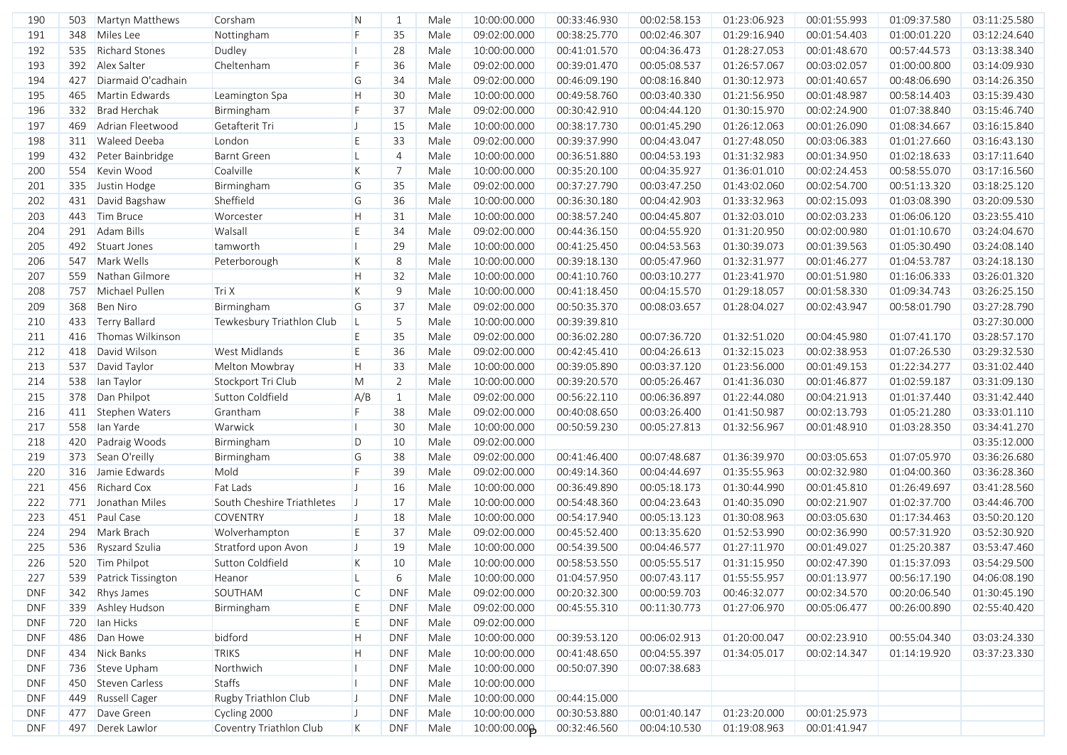| | | | | | | | | | | | | | | |
|---|---|---|---|---|---|---|---|---|---|---|---|---|---|---|
| 190 | 503 | Martyn Matthews | Corsham | N | 1 | Male | 10:00:00.000 | 00:33:46.930 | 00:02:58.153 | 01:23:06.923 | 00:01:55.993 | 01:09:37.580 | 03:11:25.580 |
| 191 | 348 | Miles Lee | Nottingham | F | 35 | Male | 09:02:00.000 | 00:38:25.770 | 00:02:46.307 | 01:29:16.940 | 00:01:54.403 | 01:00:01.220 | 03:12:24.640 |
| 192 | 535 | Richard Stones | Dudley | I | 28 | Male | 10:00:00.000 | 00:41:01.570 | 00:04:36.473 | 01:28:27.053 | 00:01:48.670 | 00:57:44.573 | 03:13:38.340 |
| 193 | 392 | Alex Salter | Cheltenham | F | 36 | Male | 09:02:00.000 | 00:39:01.470 | 00:05:08.537 | 01:26:57.067 | 00:03:02.057 | 01:00:00.800 | 03:14:09.930 |
| 194 | 427 | Diarmaid O'cadhain | | G | 34 | Male | 09:02:00.000 | 00:46:09.190 | 00:08:16.840 | 01:30:12.973 | 00:01:40.657 | 00:48:06.690 | 03:14:26.350 |
| 195 | 465 | Martin Edwards | Leamington Spa | H | 30 | Male | 10:00:00.000 | 00:49:58.760 | 00:03:40.330 | 01:21:56.950 | 00:01:48.987 | 00:58:14.403 | 03:15:39.430 |
| 196 | 332 | Brad Herchak | Birmingham | F | 37 | Male | 09:02:00.000 | 00:30:42.910 | 00:04:44.120 | 01:30:15.970 | 00:02:24.900 | 01:07:38.840 | 03:15:46.740 |
| 197 | 469 | Adrian Fleetwood | Getafterit Tri | J | 15 | Male | 10:00:00.000 | 00:38:17.730 | 00:01:45.290 | 01:26:12.063 | 00:01:26.090 | 01:08:34.667 | 03:16:15.840 |
| 198 | 311 | Waleed Deeba | London | E | 33 | Male | 09:02:00.000 | 00:39:37.990 | 00:04:43.047 | 01:27:48.050 | 00:03:06.383 | 01:01:27.660 | 03:16:43.130 |
| 199 | 432 | Peter Bainbridge | Barnt Green | L | 4 | Male | 10:00:00.000 | 00:36:51.880 | 00:04:53.193 | 01:31:32.983 | 00:01:34.950 | 01:02:18.633 | 03:17:11.640 |
| 200 | 554 | Kevin Wood | Coalville | K | 7 | Male | 10:00:00.000 | 00:35:20.100 | 00:04:35.927 | 01:36:01.010 | 00:02:24.453 | 00:58:55.070 | 03:17:16.560 |
| 201 | 335 | Justin Hodge | Birmingham | G | 35 | Male | 09:02:00.000 | 00:37:27.790 | 00:03:47.250 | 01:43:02.060 | 00:02:54.700 | 00:51:13.320 | 03:18:25.120 |
| 202 | 431 | David Bagshaw | Sheffield | G | 36 | Male | 10:00:00.000 | 00:36:30.180 | 00:04:42.903 | 01:33:32.963 | 00:02:15.093 | 01:03:08.390 | 03:20:09.530 |
| 203 | 443 | Tim Bruce | Worcester | H | 31 | Male | 10:00:00.000 | 00:38:57.240 | 00:04:45.807 | 01:32:03.010 | 00:02:03.233 | 01:06:06.120 | 03:23:55.410 |
| 204 | 291 | Adam Bills | Walsall | E | 34 | Male | 09:02:00.000 | 00:44:36.150 | 00:04:55.920 | 01:31:20.950 | 00:02:00.980 | 01:01:10.670 | 03:24:04.670 |
| 205 | 492 | Stuart Jones | tamworth | I | 29 | Male | 10:00:00.000 | 00:41:25.450 | 00:04:53.563 | 01:30:39.073 | 00:01:39.563 | 01:05:30.490 | 03:24:08.140 |
| 206 | 547 | Mark Wells | Peterborough | K | 8 | Male | 10:00:00.000 | 00:39:18.130 | 00:05:47.960 | 01:32:31.977 | 00:01:46.277 | 01:04:53.787 | 03:24:18.130 |
| 207 | 559 | Nathan Gilmore | | H | 32 | Male | 10:00:00.000 | 00:41:10.760 | 00:03:10.277 | 01:23:41.970 | 00:01:51.980 | 01:16:06.333 | 03:26:01.320 |
| 208 | 757 | Michael Pullen | Tri X | K | 9 | Male | 10:00:00.000 | 00:41:18.450 | 00:04:15.570 | 01:29:18.057 | 00:01:58.330 | 01:09:34.743 | 03:26:25.150 |
| 209 | 368 | Ben Niro | Birmingham | G | 37 | Male | 09:02:00.000 | 00:50:35.370 | 00:08:03.657 | 01:28:04.027 | 00:02:43.947 | 00:58:01.790 | 03:27:28.790 |
| 210 | 433 | Terry Ballard | Tewkesbury Triathlon Club | L | 5 | Male | 10:00:00.000 | 00:39:39.810 | | | | | 03:27:30.000 |
| 211 | 416 | Thomas Wilkinson | | E | 35 | Male | 09:02:00.000 | 00:36:02.280 | 00:07:36.720 | 01:32:51.020 | 00:04:45.980 | 01:07:41.170 | 03:28:57.170 |
| 212 | 418 | David Wilson | West Midlands | E | 36 | Male | 09:02:00.000 | 00:42:45.410 | 00:04:26.613 | 01:32:15.023 | 00:02:38.953 | 01:07:26.530 | 03:29:32.530 |
| 213 | 537 | David Taylor | Melton Mowbray | H | 33 | Male | 10:00:00.000 | 00:39:05.890 | 00:03:37.120 | 01:23:56.000 | 00:01:49.153 | 01:22:34.277 | 03:31:02.440 |
| 214 | 538 | Ian Taylor | Stockport Tri Club | M | 2 | Male | 10:00:00.000 | 00:39:20.570 | 00:05:26.467 | 01:41:36.030 | 00:01:46.877 | 01:02:59.187 | 03:31:09.130 |
| 215 | 378 | Dan Philpot | Sutton Coldfield | A/B | 1 | Male | 09:02:00.000 | 00:56:22.110 | 00:06:36.897 | 01:22:44.080 | 00:04:21.913 | 01:01:37.440 | 03:31:42.440 |
| 216 | 411 | Stephen Waters | Grantham | F | 38 | Male | 09:02:00.000 | 00:40:08.650 | 00:03:26.400 | 01:41:50.987 | 00:02:13.793 | 01:05:21.280 | 03:33:01.110 |
| 217 | 558 | Ian Yarde | Warwick | I | 30 | Male | 10:00:00.000 | 00:50:59.230 | 00:05:27.813 | 01:32:56.967 | 00:01:48.910 | 01:03:28.350 | 03:34:41.270 |
| 218 | 420 | Padraig Woods | Birmingham | D | 10 | Male | 09:02:00.000 | | | | | | 03:35:12.000 |
| 219 | 373 | Sean O'reilly | Birmingham | G | 38 | Male | 09:02:00.000 | 00:41:46.400 | 00:07:48.687 | 01:36:39.970 | 00:03:05.653 | 01:07:05.970 | 03:36:26.680 |
| 220 | 316 | Jamie Edwards | Mold | F | 39 | Male | 09:02:00.000 | 00:49:14.360 | 00:04:44.697 | 01:35:55.963 | 00:02:32.980 | 01:04:00.360 | 03:36:28.360 |
| 221 | 456 | Richard Cox | Fat Lads | J | 16 | Male | 10:00:00.000 | 00:36:49.890 | 00:05:18.173 | 01:30:44.990 | 00:01:45.810 | 01:26:49.697 | 03:41:28.560 |
| 222 | 771 | Jonathan Miles | South Cheshire Triathletes | J | 17 | Male | 10:00:00.000 | 00:54:48.360 | 00:04:23.643 | 01:40:35.090 | 00:02:21.907 | 01:02:37.700 | 03:44:46.700 |
| 223 | 451 | Paul Case | COVENTRY | J | 18 | Male | 10:00:00.000 | 00:54:17.940 | 00:05:13.123 | 01:30:08.963 | 00:03:05.630 | 01:17:34.463 | 03:50:20.120 |
| 224 | 294 | Mark Brach | Wolverhampton | E | 37 | Male | 09:02:00.000 | 00:45:52.400 | 00:13:35.620 | 01:52:53.990 | 00:02:36.990 | 00:57:31.920 | 03:52:30.920 |
| 225 | 536 | Ryszard Szulia | Stratford upon Avon | J | 19 | Male | 10:00:00.000 | 00:54:39.500 | 00:04:46.577 | 01:27:11.970 | 00:01:49.027 | 01:25:20.387 | 03:53:47.460 |
| 226 | 520 | Tim Philpot | Sutton Coldfield | K | 10 | Male | 10:00:00.000 | 00:58:53.550 | 00:05:55.517 | 01:31:15.950 | 00:02:47.390 | 01:15:37.093 | 03:54:29.500 |
| 227 | 539 | Patrick Tissington | Heanor | L | 6 | Male | 10:00:00.000 | 01:04:57.950 | 00:07:43.117 | 01:55:55.957 | 00:01:13.977 | 00:56:17.190 | 04:06:08.190 |
| DNF | 342 | Rhys James | SOUTHAM | C | DNF | Male | 09:02:00.000 | 00:20:32.300 | 00:00:59.703 | 00:46:32.077 | 00:02:34.570 | 00:20:06.540 | 01:30:45.190 |
| DNF | 339 | Ashley Hudson | Birmingham | E | DNF | Male | 09:02:00.000 | 00:45:55.310 | 00:11:30.773 | 01:27:06.970 | 00:05:06.477 | 00:26:00.890 | 02:55:40.420 |
| DNF | 720 | Ian Hicks | | E | DNF | Male | 09:02:00.000 | | | | | | |
| DNF | 486 | Dan Howe | bidford | H | DNF | Male | 10:00:00.000 | 00:39:53.120 | 00:06:02.913 | 01:20:00.047 | 00:02:23.910 | 00:55:04.340 | 03:03:24.330 |
| DNF | 434 | Nick Banks | TRIKS | H | DNF | Male | 10:00:00.000 | 00:41:48.650 | 00:04:55.397 | 01:34:05.017 | 00:02:14.347 | 01:14:19.920 | 03:37:23.330 |
| DNF | 736 | Steve Upham | Northwich | I | DNF | Male | 10:00:00.000 | 00:50:07.390 | 00:07:38.683 | | | | |
| DNF | 450 | Steven Carless | Staffs | I | DNF | Male | 10:00:00.000 | | | | | | |
| DNF | 449 | Russell Cager | Rugby Triathlon Club | J | DNF | Male | 10:00:00.000 | 00:44:15.000 | | | | | |
| DNF | 477 | Dave Green | Cycling 2000 | J | DNF | Male | 10:00:00.000 | 00:30:53.880 | 00:01:40.147 | 01:23:20.000 | 00:01:25.973 | | |
| DNF | 497 | Derek Lawlor | Coventry Triathlon Club | K | DNF | Male | 10:00:00.000 | 00:32:46.560 | 00:04:10.530 | 01:19:08.963 | 00:01:41.947 | | |